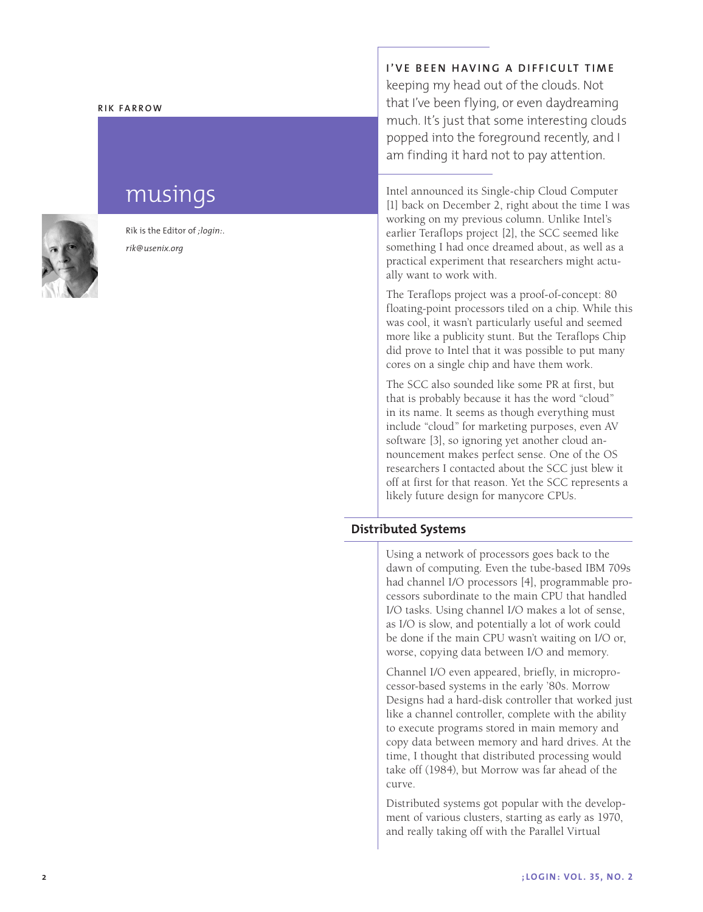RIK FARROW

# musings

Rik is the Editor of *;login:*.

*rik@usenix.org*

**I'VE BEEN HAVING A DIFFICULT TIME** keeping my head out of the clouds. Not that I've been flying, or even daydreaming much. It's just that some interesting clouds popped into the foreground recently, and I am finding it hard not to pay attention.

Intel announced its Single-chip Cloud Computer [1] back on December 2, right about the time I was working on my previous column. Unlike Intel's earlier Teraflops project [2], the SCC seemed like something I had once dreamed about, as well as a practical experiment that researchers might actually want to work with.

The Teraflops project was a proof-of-concept: 80 floating-point processors tiled on a chip. While this was cool, it wasn't particularly useful and seemed more like a publicity stunt. But the Teraflops Chip did prove to Intel that it was possible to put many cores on a single chip and have them work.

The SCC also sounded like some PR at first, but that is probably because it has the word "cloud" in its name. It seems as though everything must include "cloud" for marketing purposes, even AV software [3], so ignoring yet another cloud announcement makes perfect sense. One of the OS researchers I contacted about the SCC just blew it off at first for that reason. Yet the SCC represents a likely future design for manycore CPUs.

## Distributed Systems

Using a network of processors goes back to the dawn of computing. Even the tube-based IBM 709s had channel I/O processors [4], programmable processors subordinate to the main CPU that handled I/O tasks. Using channel I/O makes a lot of sense, as I/O is slow, and potentially a lot of work could be done if the main CPU wasn't waiting on I/O or, worse, copying data between I/O and memory.

Channel I/O even appeared, briefly, in microprocessor-based systems in the early '80s. Morrow Designs had a hard-disk controller that worked just like a channel controller, complete with the ability to execute programs stored in main memory and copy data between memory and hard drives. At the time, I thought that distributed processing would take off (1984), but Morrow was far ahead of the curve.

Distributed systems got popular with the development of various clusters, starting as early as 1970, and really taking off with the Parallel Virtual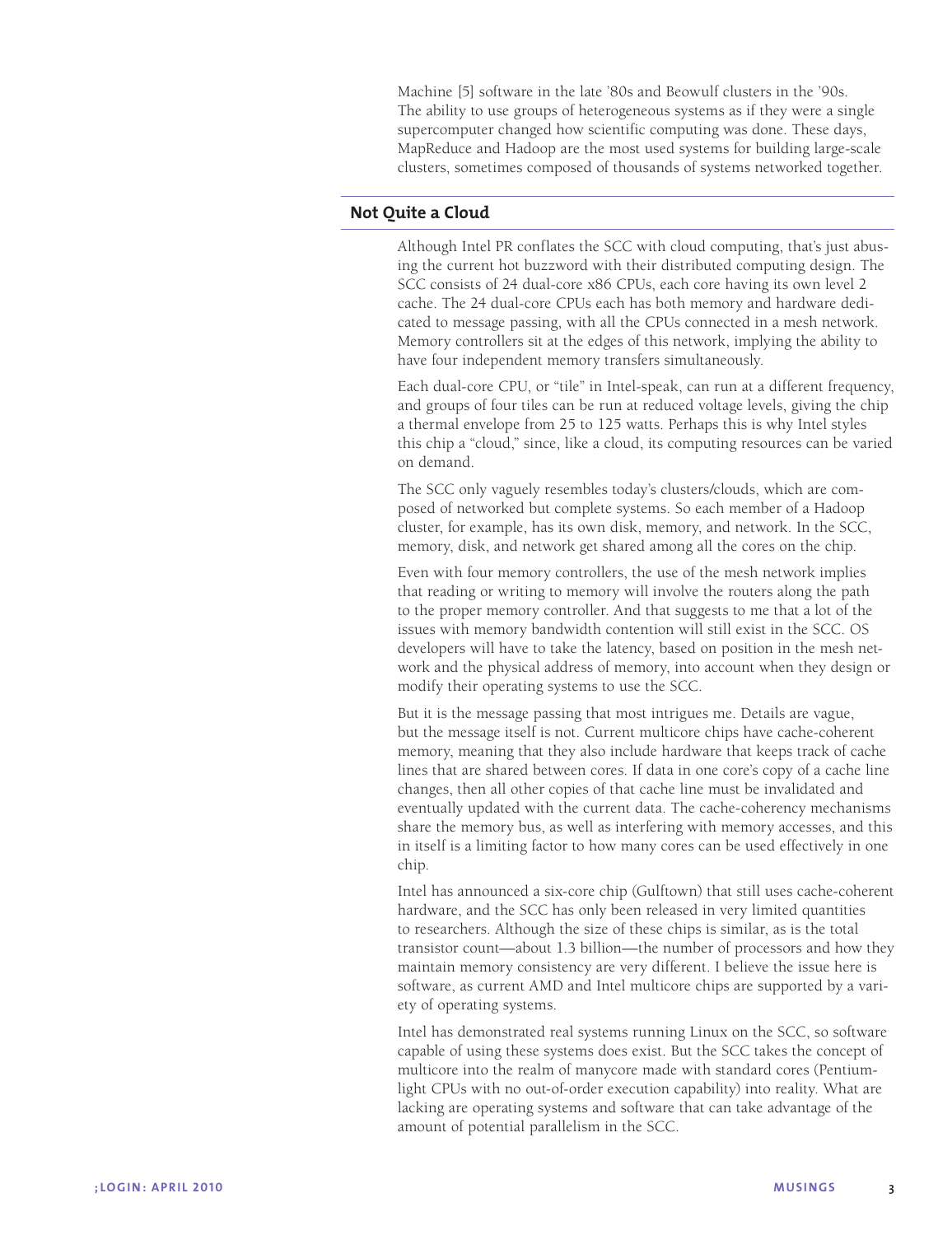Machine [5] software in the late '80s and Beowulf clusters in the '90s. The ability to use groups of heterogeneous systems as if they were a single supercomputer changed how scientific computing was done. These days, MapReduce and Hadoop are the most used systems for building large-scale clusters, sometimes composed of thousands of systems networked together.

## Not Quite a Cloud

Although Intel PR conflates the SCC with cloud computing, that's just abusing the current hot buzzword with their distributed computing design. The SCC consists of 24 dual-core x86 CPUs, each core having its own level 2 cache. The 24 dual-core CPUs each has both memory and hardware dedicated to message passing, with all the CPUs connected in a mesh network. Memory controllers sit at the edges of this network, implying the ability to have four independent memory transfers simultaneously.

Each dual-core CPU, or "tile" in Intel-speak, can run at a different frequency, and groups of four tiles can be run at reduced voltage levels, giving the chip a thermal envelope from 25 to 125 watts. Perhaps this is why Intel styles this chip a "cloud," since, like a cloud, its computing resources can be varied on demand.

The SCC only vaguely resembles today's clusters/clouds, which are composed of networked but complete systems. So each member of a Hadoop cluster, for example, has its own disk, memory, and network. In the SCC, memory, disk, and network get shared among all the cores on the chip.

Even with four memory controllers, the use of the mesh network implies that reading or writing to memory will involve the routers along the path to the proper memory controller. And that suggests to me that a lot of the issues with memory bandwidth contention will still exist in the SCC. OS developers will have to take the latency, based on position in the mesh network and the physical address of memory, into account when they design or modify their operating systems to use the SCC.

But it is the message passing that most intrigues me. Details are vague, but the message itself is not. Current multicore chips have cache-coherent memory, meaning that they also include hardware that keeps track of cache lines that are shared between cores. If data in one core's copy of a cache line changes, then all other copies of that cache line must be invalidated and eventually updated with the current data. The cache-coherency mechanisms share the memory bus, as well as interfering with memory accesses, and this in itself is a limiting factor to how many cores can be used effectively in one chip.

Intel has announced a six-core chip (Gulftown) that still uses cache-coherent hardware, and the SCC has only been released in very limited quantities to researchers. Although the size of these chips is similar, as is the total transistor count—about 1.3 billion—the number of processors and how they maintain memory consistency are very different. I believe the issue here is software, as current AMD and Intel multicore chips are supported by a variety of operating systems.

Intel has demonstrated real systems running Linux on the SCC, so software capable of using these systems does exist. But the SCC takes the concept of multicore into the realm of manycore made with standard cores (Pentium-light CPUs with no out-of-order execution capability) into reality. What are lacking are operating systems and software that can take advantage of the amount of potential parallelism in the SCC.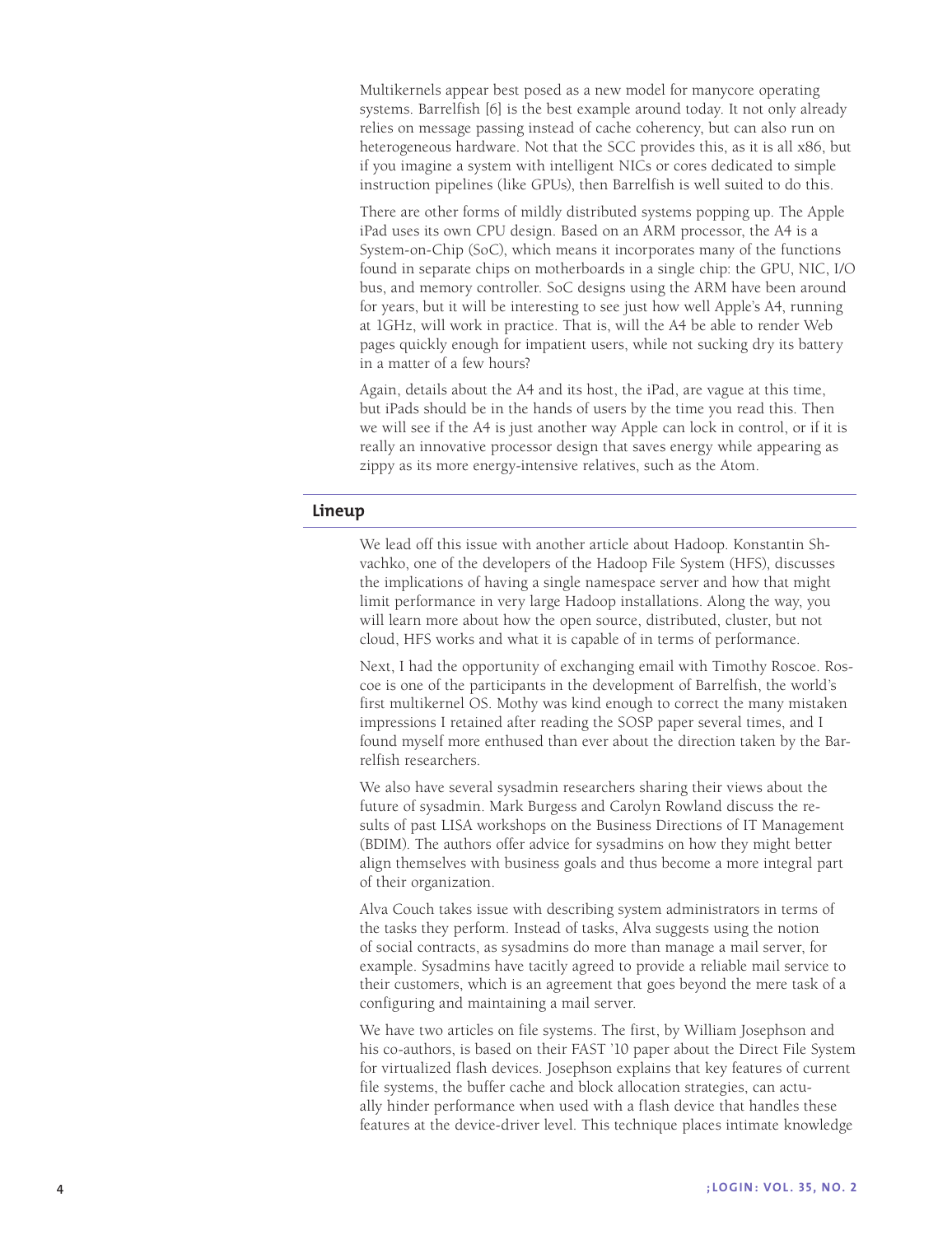Multikernels appear best posed as a new model for manycore operating systems. Barrelfish [6] is the best example around today. It not only already relies on message passing instead of cache coherency, but can also run on heterogeneous hardware. Not that the SCC provides this, as it is all x86, but if you imagine a system with intelligent NICs or cores dedicated to simple instruction pipelines (like GPUs), then Barrelfish is well suited to do this.

There are other forms of mildly distributed systems popping up. The Apple iPad uses its own CPU design. Based on an ARM processor, the A4 is a System-on-Chip (SoC), which means it incorporates many of the functions found in separate chips on motherboards in a single chip: the GPU, NIC, I/O bus, and memory controller. SoC designs using the ARM have been around for years, but it will be interesting to see just how well Apple's A4, running at 1GHz, will work in practice. That is, will the A4 be able to render Web pages quickly enough for impatient users, while not sucking dry its battery in a matter of a few hours?

Again, details about the A4 and its host, the iPad, are vague at this time, but iPads should be in the hands of users by the time you read this. Then we will see if the A4 is just another way Apple can lock in control, or if it is really an innovative processor design that saves energy while appearing as zippy as its more energy-intensive relatives, such as the Atom.

## Lineup

We lead off this issue with another article about Hadoop. Konstantin Shvachko, one of the developers of the Hadoop File System (HFS), discusses the implications of having a single namespace server and how that might limit performance in very large Hadoop installations. Along the way, you will learn more about how the open source, distributed, cluster, but not cloud, HFS works and what it is capable of in terms of performance.

Next, I had the opportunity of exchanging email with Timothy Roscoe. Roscoe is one of the participants in the development of Barrelfish, the world's first multikernel OS. Mothy was kind enough to correct the many mistaken impressions I retained after reading the SOSP paper several times, and I found myself more enthused than ever about the direction taken by the Barrelfish researchers.

We also have several sysadmin researchers sharing their views about the future of sysadmin. Mark Burgess and Carolyn Rowland discuss the results of past LISA workshops on the Business Directions of IT Management (BDIM). The authors offer advice for sysadmins on how they might better align themselves with business goals and thus become a more integral part of their organization.

Alva Couch takes issue with describing system administrators in terms of the tasks they perform. Instead of tasks, Alva suggests using the notion of social contracts, as sysadmins do more than manage a mail server, for example. Sysadmins have tacitly agreed to provide a reliable mail service to their customers, which is an agreement that goes beyond the mere task of a configuring and maintaining a mail server.

We have two articles on file systems. The first, by William Josephson and his co-authors, is based on their FAST '10 paper about the Direct File System for virtualized flash devices. Josephson explains that key features of current file systems, the buffer cache and block allocation strategies, can actually hinder performance when used with a flash device that handles these features at the device-driver level. This technique places intimate knowledge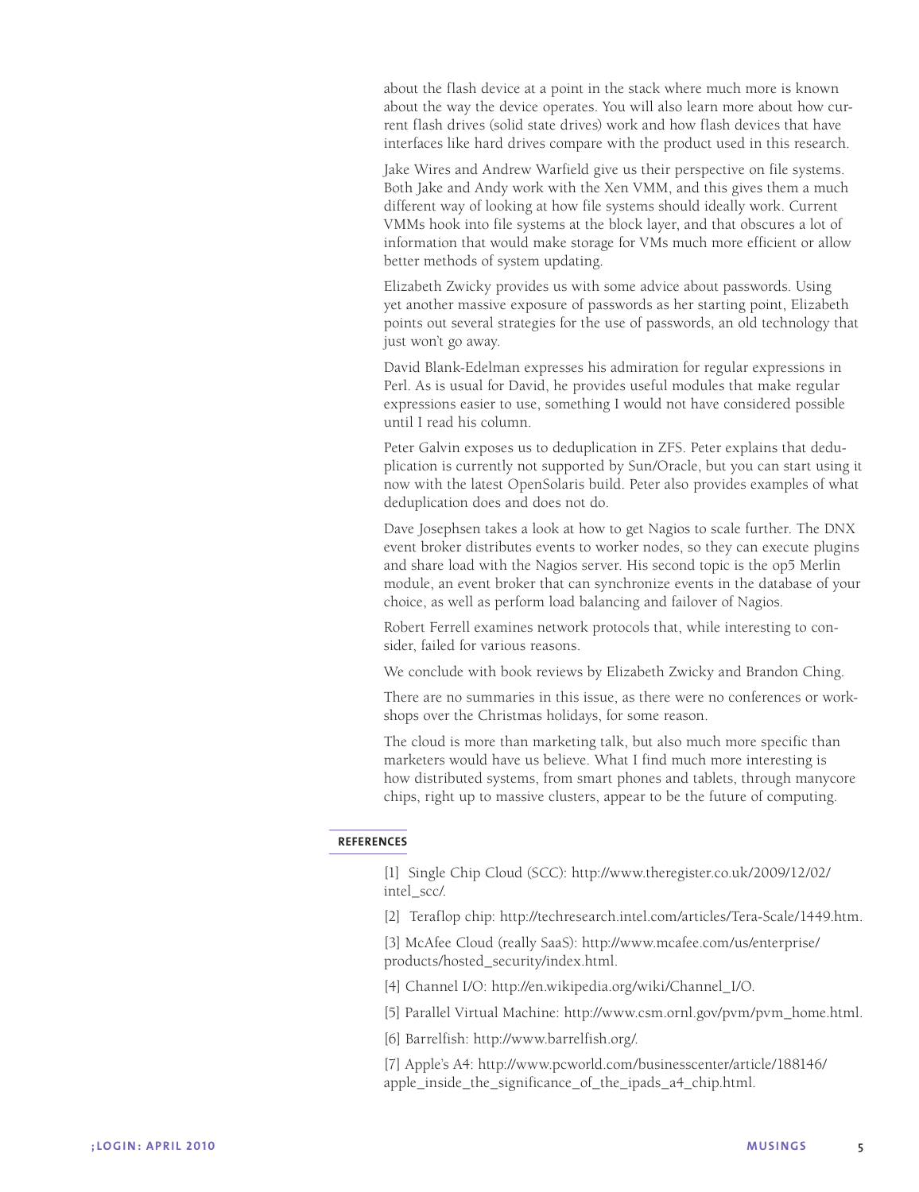about the flash device at a point in the stack where much more is known about the way the device operates. You will also learn more about how current flash drives (solid state drives) work and how flash devices that have interfaces like hard drives compare with the product used in this research.

Jake Wires and Andrew Warfield give us their perspective on file systems. Both Jake and Andy work with the Xen VMM, and this gives them a much different way of looking at how file systems should ideally work. Current VMMs hook into file systems at the block layer, and that obscures a lot of information that would make storage for VMs much more efficient or allow better methods of system updating.

Elizabeth Zwicky provides us with some advice about passwords. Using yet another massive exposure of passwords as her starting point, Elizabeth points out several strategies for the use of passwords, an old technology that just won't go away.

David Blank-Edelman expresses his admiration for regular expressions in Perl. As is usual for David, he provides useful modules that make regular expressions easier to use, something I would not have considered possible until I read his column.

Peter Galvin exposes us to deduplication in ZFS. Peter explains that deduplication is currently not supported by Sun/Oracle, but you can start using it now with the latest OpenSolaris build. Peter also provides examples of what deduplication does and does not do.

Dave Josephsen takes a look at how to get Nagios to scale further. The DNX event broker distributes events to worker nodes, so they can execute plugins and share load with the Nagios server. His second topic is the op5 Merlin module, an event broker that can synchronize events in the database of your choice, as well as perform load balancing and failover of Nagios.

Robert Ferrell examines network protocols that, while interesting to consider, failed for various reasons.

We conclude with book reviews by Elizabeth Zwicky and Brandon Ching.

There are no summaries in this issue, as there were no conferences or workshops over the Christmas holidays, for some reason.

The cloud is more than marketing talk, but also much more specific than marketers would have us believe. What I find much more interesting is how distributed systems, from smart phones and tablets, through manycore chips, right up to massive clusters, appear to be the future of computing.

## REFERENCES

[1] Single Chip Cloud (SCC): http://www.theregister.co.uk/2009/12/02/intel_scc/.

[2] Teraflop chip: http://techresearch.intel.com/articles/Tera-Scale/1449.htm.

[3] McAfee Cloud (really SaaS): http://www.mcafee.com/us/enterprise/products/hosted_security/index.html.

[4] Channel I/O: http://en.wikipedia.org/wiki/Channel_I/O.

[5] Parallel Virtual Machine: http://www.csm.ornl.gov/pvm/pvm_home.html.

[6] Barrelfish: http://www.barrelfish.org/.

[7] Apple's A4: http://www.pcworld.com/businesscenter/article/188146/apple_inside_the_significance_of_the_ipads_a4_chip.html.